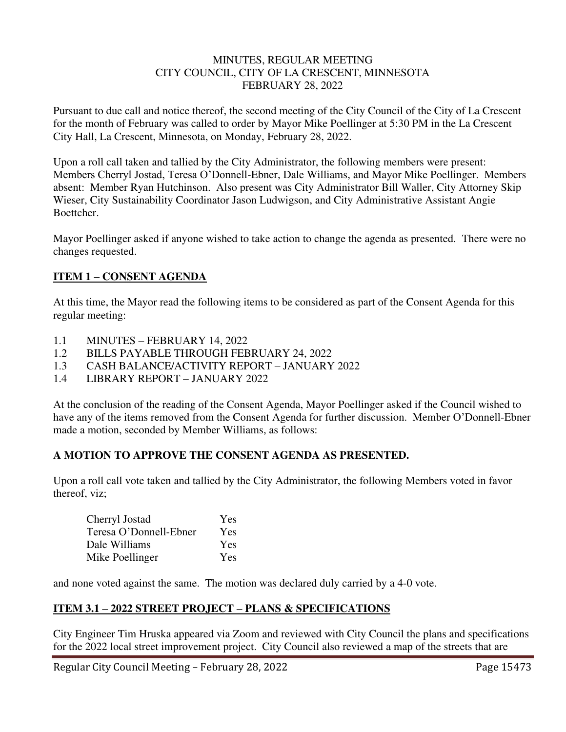MINUTES, REGULAR MEETING
CITY COUNCIL, CITY OF LA CRESCENT, MINNESOTA
FEBRUARY 28, 2022

Pursuant to due call and notice thereof, the second meeting of the City Council of the City of La Crescent for the month of February was called to order by Mayor Mike Poellinger at 5:30 PM in the La Crescent City Hall, La Crescent, Minnesota, on Monday, February 28, 2022.

Upon a roll call taken and tallied by the City Administrator, the following members were present: Members Cherryl Jostad, Teresa O'Donnell-Ebner, Dale Williams, and Mayor Mike Poellinger. Members absent: Member Ryan Hutchinson. Also present was City Administrator Bill Waller, City Attorney Skip Wieser, City Sustainability Coordinator Jason Ludwigson, and City Administrative Assistant Angie Boettcher.

Mayor Poellinger asked if anyone wished to take action to change the agenda as presented. There were no changes requested.

## ITEM 1 – CONSENT AGENDA

At this time, the Mayor read the following items to be considered as part of the Consent Agenda for this regular meeting:

- 1.1 MINUTES – FEBRUARY 14, 2022
- 1.2 BILLS PAYABLE THROUGH FEBRUARY 24, 2022
- 1.3 CASH BALANCE/ACTIVITY REPORT – JANUARY 2022
- 1.4 LIBRARY REPORT – JANUARY 2022

At the conclusion of the reading of the Consent Agenda, Mayor Poellinger asked if the Council wished to have any of the items removed from the Consent Agenda for further discussion. Member O'Donnell-Ebner made a motion, seconded by Member Williams, as follows:

**A MOTION TO APPROVE THE CONSENT AGENDA AS PRESENTED.**

Upon a roll call vote taken and tallied by the City Administrator, the following Members voted in favor thereof, viz;

| | |
|---|---|
| Cherryl Jostad | Yes |
| Teresa O'Donnell-Ebner | Yes |
| Dale Williams | Yes |
| Mike Poellinger | Yes |

and none voted against the same. The motion was declared duly carried by a 4-0 vote.

## ITEM 3.1 – 2022 STREET PROJECT – PLANS & SPECIFICATIONS

City Engineer Tim Hruska appeared via Zoom and reviewed with City Council the plans and specifications for the 2022 local street improvement project. City Council also reviewed a map of the streets that are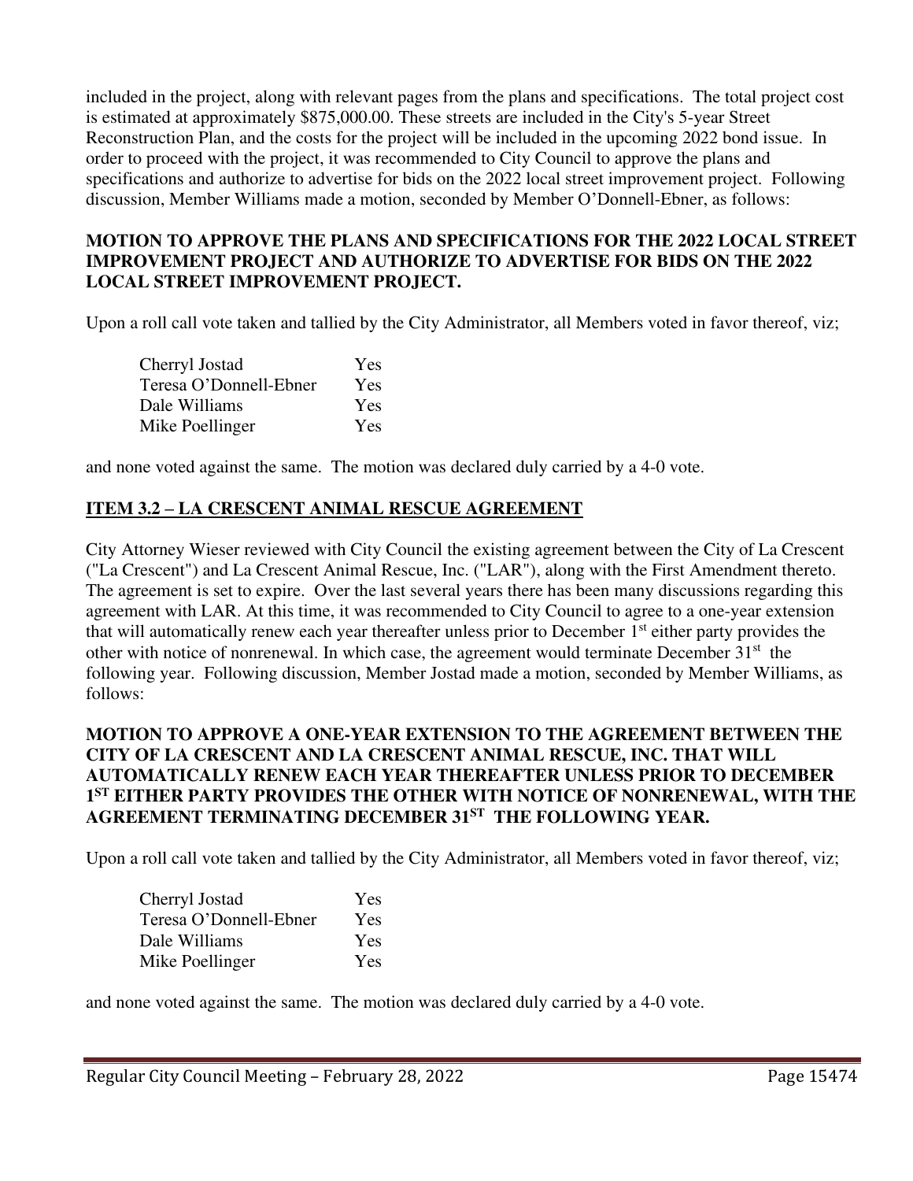included in the project, along with relevant pages from the plans and specifications. The total project cost is estimated at approximately $875,000.00. These streets are included in the City's 5-year Street Reconstruction Plan, and the costs for the project will be included in the upcoming 2022 bond issue. In order to proceed with the project, it was recommended to City Council to approve the plans and specifications and authorize to advertise for bids on the 2022 local street improvement project. Following discussion, Member Williams made a motion, seconded by Member O'Donnell-Ebner, as follows:

**MOTION TO APPROVE THE PLANS AND SPECIFICATIONS FOR THE 2022 LOCAL STREET IMPROVEMENT PROJECT AND AUTHORIZE TO ADVERTISE FOR BIDS ON THE 2022 LOCAL STREET IMPROVEMENT PROJECT.**

Upon a roll call vote taken and tallied by the City Administrator, all Members voted in favor thereof, viz;

| | |
|---|---|
| Cherryl Jostad | Yes |
| Teresa O'Donnell-Ebner | Yes |
| Dale Williams | Yes |
| Mike Poellinger | Yes |

and none voted against the same. The motion was declared duly carried by a 4-0 vote.

## ITEM 3.2 – LA CRESCENT ANIMAL RESCUE AGREEMENT

City Attorney Wieser reviewed with City Council the existing agreement between the City of La Crescent ("La Crescent") and La Crescent Animal Rescue, Inc. ("LAR"), along with the First Amendment thereto. The agreement is set to expire. Over the last several years there has been many discussions regarding this agreement with LAR. At this time, it was recommended to City Council to agree to a one-year extension that will automatically renew each year thereafter unless prior to December 1st either party provides the other with notice of nonrenewal. In which case, the agreement would terminate December 31st the following year. Following discussion, Member Jostad made a motion, seconded by Member Williams, as follows:

**MOTION TO APPROVE A ONE-YEAR EXTENSION TO THE AGREEMENT BETWEEN THE CITY OF LA CRESCENT AND LA CRESCENT ANIMAL RESCUE, INC. THAT WILL AUTOMATICALLY RENEW EACH YEAR THEREAFTER UNLESS PRIOR TO DECEMBER 1ST EITHER PARTY PROVIDES THE OTHER WITH NOTICE OF NONRENEWAL, WITH THE AGREEMENT TERMINATING DECEMBER 31ST THE FOLLOWING YEAR.**

Upon a roll call vote taken and tallied by the City Administrator, all Members voted in favor thereof, viz;

| | |
|---|---|
| Cherryl Jostad | Yes |
| Teresa O'Donnell-Ebner | Yes |
| Dale Williams | Yes |
| Mike Poellinger | Yes |

and none voted against the same. The motion was declared duly carried by a 4-0 vote.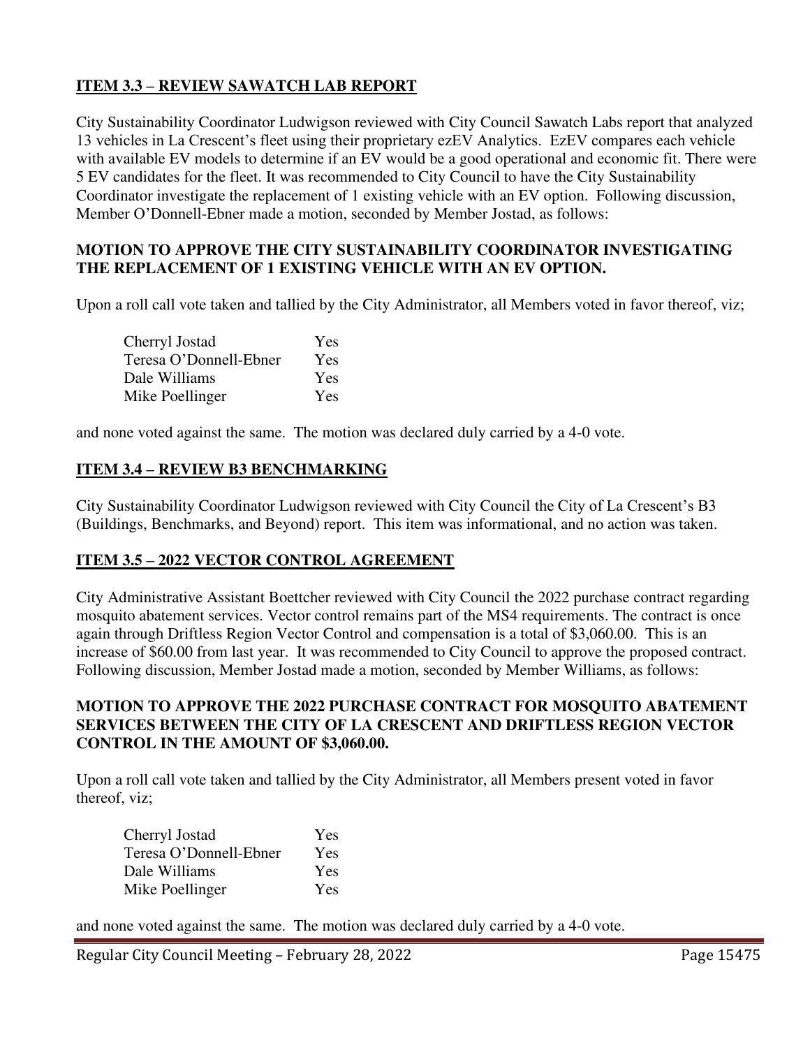## ITEM 3.3 – REVIEW SAWATCH LAB REPORT

City Sustainability Coordinator Ludwigson reviewed with City Council Sawatch Labs report that analyzed 13 vehicles in La Crescent's fleet using their proprietary ezEV Analytics. EzEV compares each vehicle with available EV models to determine if an EV would be a good operational and economic fit. There were 5 EV candidates for the fleet. It was recommended to City Council to have the City Sustainability Coordinator investigate the replacement of 1 existing vehicle with an EV option. Following discussion, Member O'Donnell-Ebner made a motion, seconded by Member Jostad, as follows:

**MOTION TO APPROVE THE CITY SUSTAINABILITY COORDINATOR INVESTIGATING THE REPLACEMENT OF 1 EXISTING VEHICLE WITH AN EV OPTION.**

Upon a roll call vote taken and tallied by the City Administrator, all Members voted in favor thereof, viz;

| | |
|---|---|
| Cherryl Jostad | Yes |
| Teresa O'Donnell-Ebner | Yes |
| Dale Williams | Yes |
| Mike Poellinger | Yes |

and none voted against the same. The motion was declared duly carried by a 4-0 vote.

## ITEM 3.4 – REVIEW B3 BENCHMARKING

City Sustainability Coordinator Ludwigson reviewed with City Council the City of La Crescent's B3 (Buildings, Benchmarks, and Beyond) report. This item was informational, and no action was taken.

## ITEM 3.5 – 2022 VECTOR CONTROL AGREEMENT

City Administrative Assistant Boettcher reviewed with City Council the 2022 purchase contract regarding mosquito abatement services. Vector control remains part of the MS4 requirements. The contract is once again through Driftless Region Vector Control and compensation is a total of $3,060.00. This is an increase of $60.00 from last year. It was recommended to City Council to approve the proposed contract. Following discussion, Member Jostad made a motion, seconded by Member Williams, as follows:

**MOTION TO APPROVE THE 2022 PURCHASE CONTRACT FOR MOSQUITO ABATEMENT SERVICES BETWEEN THE CITY OF LA CRESCENT AND DRIFTLESS REGION VECTOR CONTROL IN THE AMOUNT OF $3,060.00.**

Upon a roll call vote taken and tallied by the City Administrator, all Members present voted in favor thereof, viz;

| | |
|---|---|
| Cherryl Jostad | Yes |
| Teresa O'Donnell-Ebner | Yes |
| Dale Williams | Yes |
| Mike Poellinger | Yes |

and none voted against the same. The motion was declared duly carried by a 4-0 vote.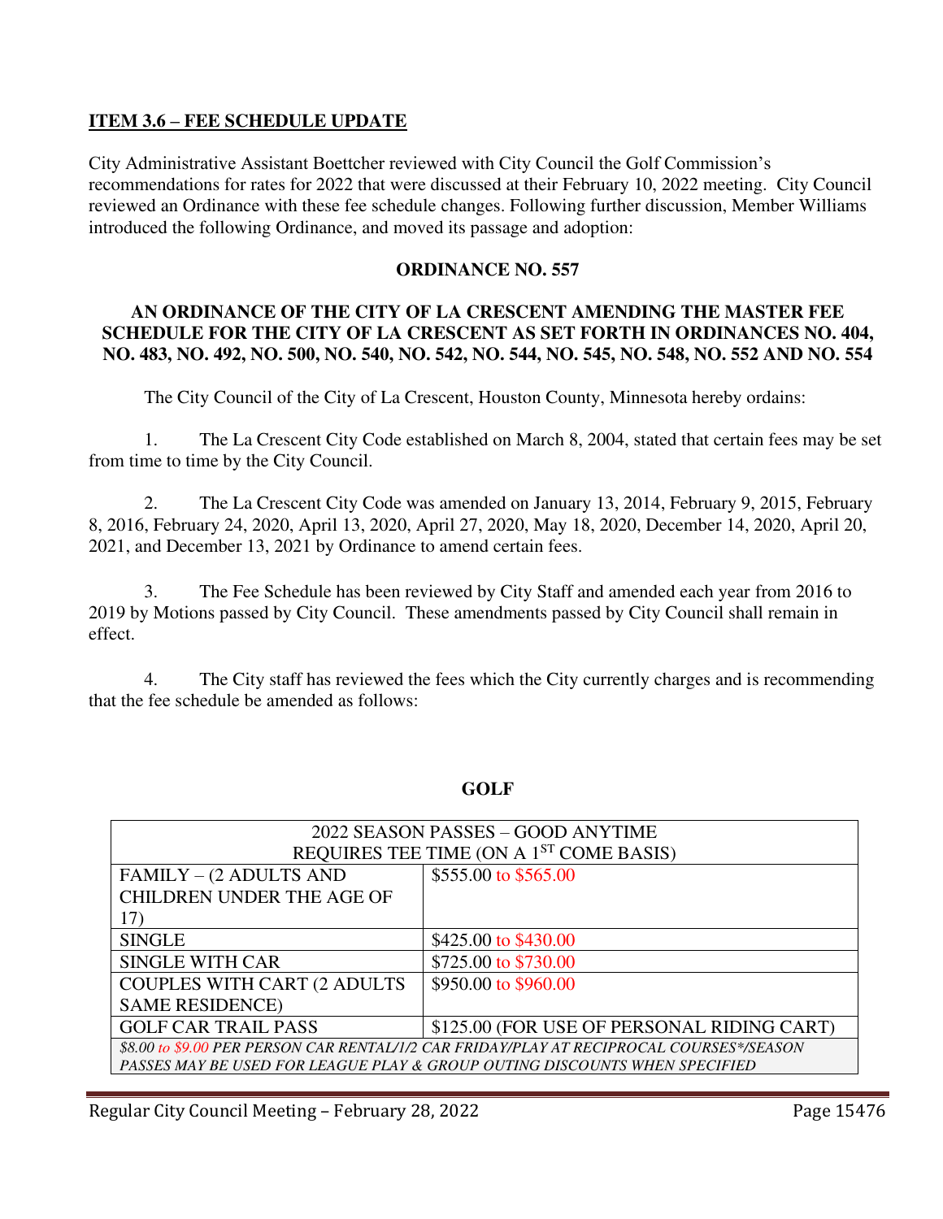**ITEM 3.6 – FEE SCHEDULE UPDATE**

City Administrative Assistant Boettcher reviewed with City Council the Golf Commission's recommendations for rates for 2022 that were discussed at their February 10, 2022 meeting. City Council reviewed an Ordinance with these fee schedule changes. Following further discussion, Member Williams introduced the following Ordinance, and moved its passage and adoption:

**ORDINANCE NO. 557**

**AN ORDINANCE OF THE CITY OF LA CRESCENT AMENDING THE MASTER FEE SCHEDULE FOR THE CITY OF LA CRESCENT AS SET FORTH IN ORDINANCES NO. 404, NO. 483, NO. 492, NO. 500, NO. 540, NO. 542, NO. 544, NO. 545, NO. 548, NO. 552 AND NO. 554**

The City Council of the City of La Crescent, Houston County, Minnesota hereby ordains:

1. The La Crescent City Code established on March 8, 2004, stated that certain fees may be set from time to time by the City Council.

2. The La Crescent City Code was amended on January 13, 2014, February 9, 2015, February 8, 2016, February 24, 2020, April 13, 2020, April 27, 2020, May 18, 2020, December 14, 2020, April 20, 2021, and December 13, 2021 by Ordinance to amend certain fees.

3. The Fee Schedule has been reviewed by City Staff and amended each year from 2016 to 2019 by Motions passed by City Council. These amendments passed by City Council shall remain in effect.

4. The City staff has reviewed the fees which the City currently charges and is recommending that the fee schedule be amended as follows:

**GOLF**

| 2022 SEASON PASSES – GOOD ANYTIME REQUIRES TEE TIME (ON A 1ST COME BASIS) | |
|---|---|
| FAMILY – (2 ADULTS AND CHILDREN UNDER THE AGE OF 17) | \$555.00 to \$565.00 |
| SINGLE | \$425.00 to \$430.00 |
| SINGLE WITH CAR | \$725.00 to \$730.00 |
| COUPLES WITH CART (2 ADULTS SAME RESIDENCE) | \$950.00 to \$960.00 |
| GOLF CAR TRAIL PASS | \$125.00 (FOR USE OF PERSONAL RIDING CART) |
| *\$8.00 to \$9.00 PER PERSON CAR RENTAL/1/2 CAR FRIDAY/PLAY AT RECIPROCAL COURSES*/SEASON PASSES MAY BE USED FOR LEAGUE PLAY & GROUP OUTING DISCOUNTS WHEN SPECIFIED* | |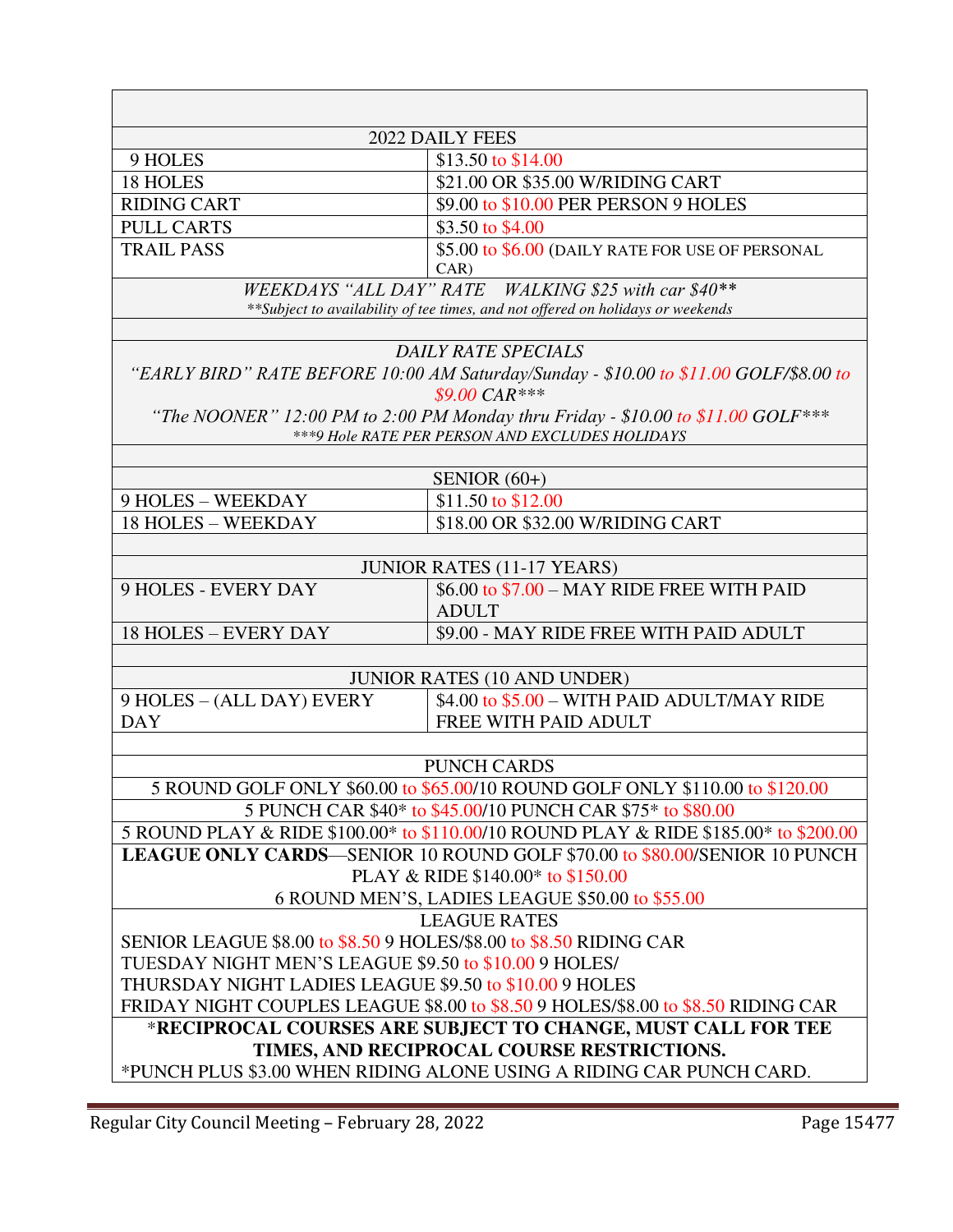| | |
|---|---|
| **2022 DAILY FEES** | |
| 9 HOLES | $13.50 to $14.00 |
| 18 HOLES | $21.00 OR $35.00 W/RIDING CART |
| RIDING CART | $9.00 to $10.00 PER PERSON 9 HOLES |
| PULL CARTS | $3.50 to $4.00 |
| TRAIL PASS | $5.00 to $6.00 (DAILY RATE FOR USE OF PERSONAL CAR) |
| *WEEKDAYS "ALL DAY" RATE WALKING $25 with car $40*** *\*\*Subject to availability of tee times, and not offered on holidays or weekends* | |
| *DAILY RATE SPECIALS* *"EARLY BIRD" RATE BEFORE 10:00 AM Saturday/Sunday - $10.00 to $11.00 GOLF/$8.00 to $9.00 CAR\*\*\** *"The NOONER" 12:00 PM to 2:00 PM Monday thru Friday - $10.00 to $11.00 GOLF\*\*\** *\*\*\*9 Hole RATE PER PERSON AND EXCLUDES HOLIDAYS* | |
| **SENIOR (60+)** | |
| 9 HOLES – WEEKDAY | $11.50 to $12.00 |
| 18 HOLES – WEEKDAY | $18.00 OR $32.00 W/RIDING CART |
| **JUNIOR RATES (11-17 YEARS)** | |
| 9 HOLES - EVERY DAY | $6.00 to $7.00 – MAY RIDE FREE WITH PAID ADULT |
| 18 HOLES – EVERY DAY | $9.00 - MAY RIDE FREE WITH PAID ADULT |
| **JUNIOR RATES (10 AND UNDER)** | |
| 9 HOLES – (ALL DAY) EVERY DAY | $4.00 to $5.00 – WITH PAID ADULT/MAY RIDE FREE WITH PAID ADULT |
| **PUNCH CARDS** | |
| 5 ROUND GOLF ONLY $60.00 to $65.00/10 ROUND GOLF ONLY $110.00 to $120.00 | |
| 5 PUNCH CAR $40* to $45.00/10 PUNCH CAR $75* to $80.00 | |
| 5 ROUND PLAY & RIDE $100.00* to $110.00/10 ROUND PLAY & RIDE $185.00* to $200.00 | |
| **LEAGUE ONLY CARDS**—SENIOR 10 ROUND GOLF $70.00 to $80.00/SENIOR 10 PUNCH PLAY & RIDE $140.00* to $150.00; 6 ROUND MEN'S, LADIES LEAGUE $50.00 to $55.00 | |
| **LEAGUE RATES** | |
| SENIOR LEAGUE $8.00 to $8.50 9 HOLES/$8.00 to $8.50 RIDING CAR; TUESDAY NIGHT MEN'S LEAGUE $9.50 to $10.00 9 HOLES/; THURSDAY NIGHT LADIES LEAGUE $9.50 to $10.00 9 HOLES; FRIDAY NIGHT COUPLES LEAGUE $8.00 to $8.50 9 HOLES/$8.00 to $8.50 RIDING CAR | |
| \***RECIPROCAL COURSES ARE SUBJECT TO CHANGE, MUST CALL FOR TEE TIMES, AND RECIPROCAL COURSE RESTRICTIONS.** \*PUNCH PLUS $3.00 WHEN RIDING ALONE USING A RIDING CAR PUNCH CARD. | |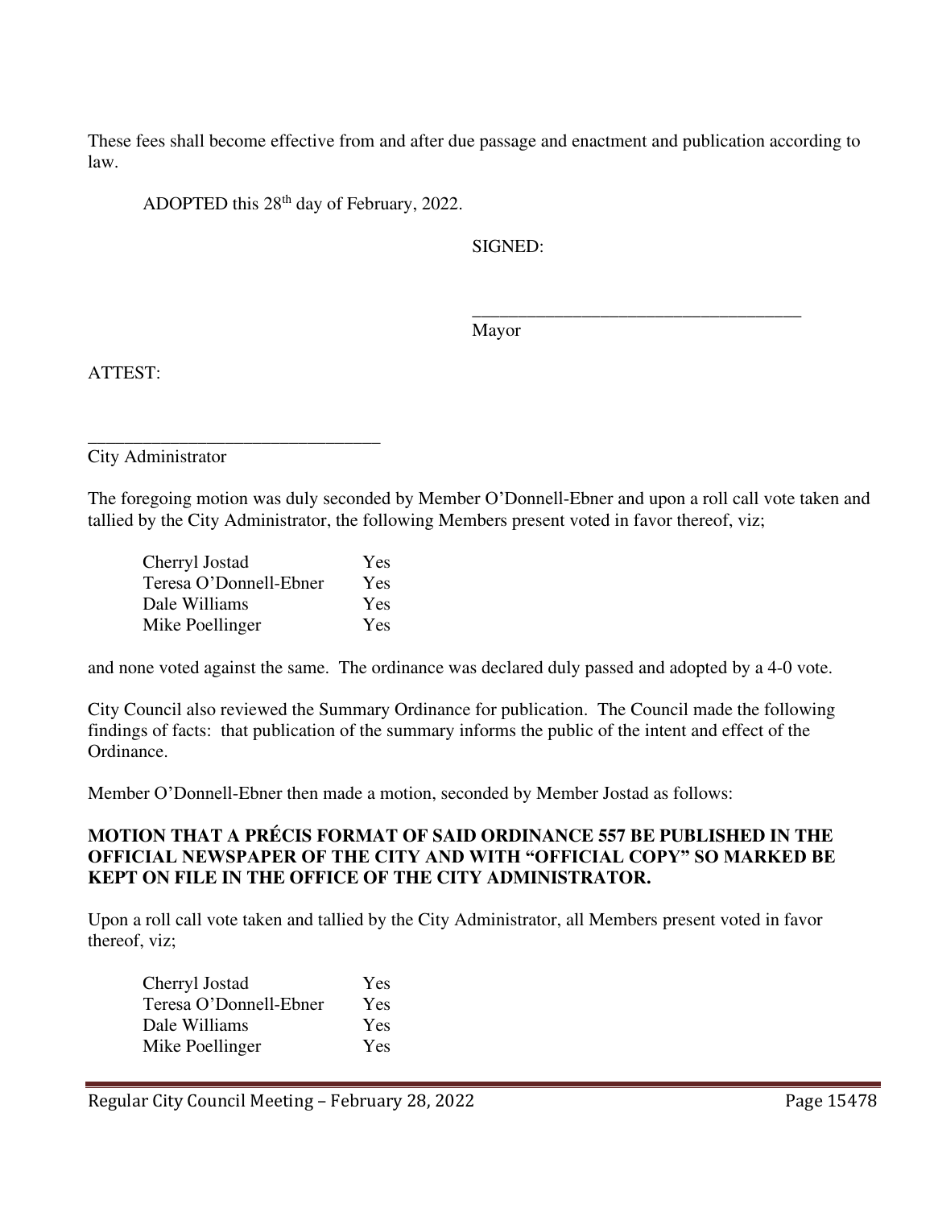These fees shall become effective from and after due passage and enactment and publication according to law.

ADOPTED this 28th day of February, 2022.

SIGNED:

_____________________________________
Mayor

ATTEST:

_________________________________
City Administrator

The foregoing motion was duly seconded by Member O'Donnell-Ebner and upon a roll call vote taken and tallied by the City Administrator, the following Members present voted in favor thereof, viz;

| | |
|---|---|
| Cherryl Jostad | Yes |
| Teresa O'Donnell-Ebner | Yes |
| Dale Williams | Yes |
| Mike Poellinger | Yes |

and none voted against the same. The ordinance was declared duly passed and adopted by a 4-0 vote.

City Council also reviewed the Summary Ordinance for publication. The Council made the following findings of facts: that publication of the summary informs the public of the intent and effect of the Ordinance.

Member O'Donnell-Ebner then made a motion, seconded by Member Jostad as follows:

**MOTION THAT A PRÉCIS FORMAT OF SAID ORDINANCE 557 BE PUBLISHED IN THE OFFICIAL NEWSPAPER OF THE CITY AND WITH "OFFICIAL COPY" SO MARKED BE KEPT ON FILE IN THE OFFICE OF THE CITY ADMINISTRATOR.**

Upon a roll call vote taken and tallied by the City Administrator, all Members present voted in favor thereof, viz;

| | |
|---|---|
| Cherryl Jostad | Yes |
| Teresa O'Donnell-Ebner | Yes |
| Dale Williams | Yes |
| Mike Poellinger | Yes |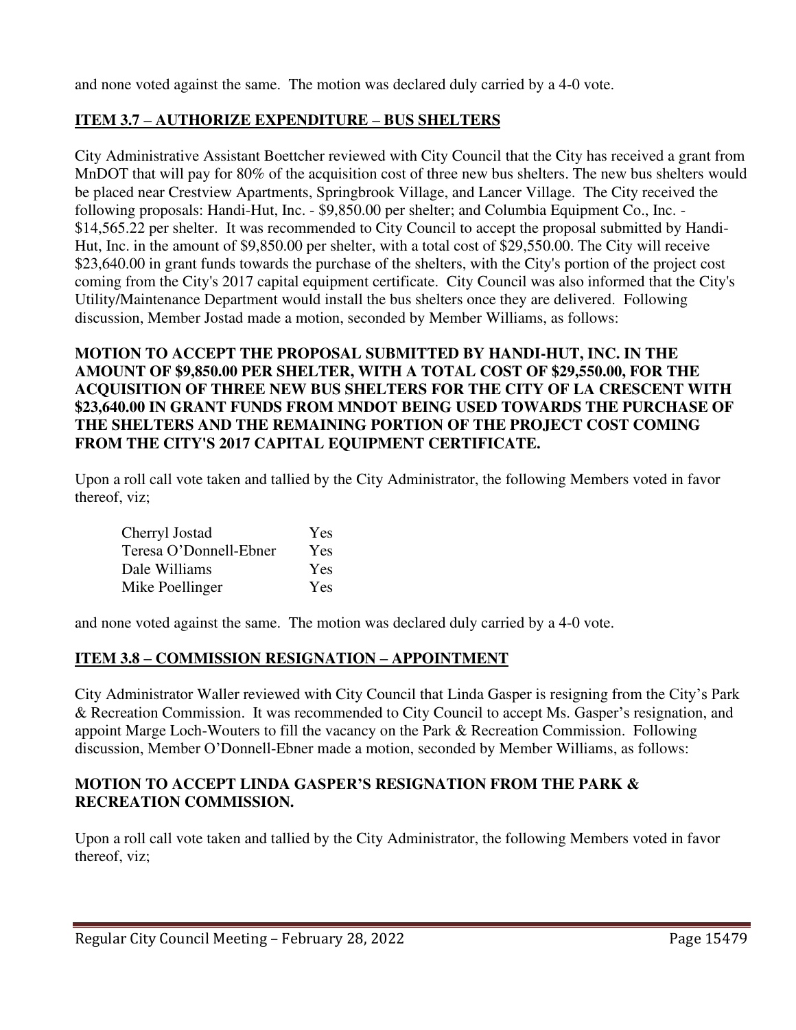and none voted against the same. The motion was declared duly carried by a 4-0 vote.

## ITEM 3.7 – AUTHORIZE EXPENDITURE – BUS SHELTERS

City Administrative Assistant Boettcher reviewed with City Council that the City has received a grant from MnDOT that will pay for 80% of the acquisition cost of three new bus shelters. The new bus shelters would be placed near Crestview Apartments, Springbrook Village, and Lancer Village. The City received the following proposals: Handi-Hut, Inc. - $9,850.00 per shelter; and Columbia Equipment Co., Inc. - $14,565.22 per shelter. It was recommended to City Council to accept the proposal submitted by Handi-Hut, Inc. in the amount of $9,850.00 per shelter, with a total cost of $29,550.00. The City will receive $23,640.00 in grant funds towards the purchase of the shelters, with the City's portion of the project cost coming from the City's 2017 capital equipment certificate. City Council was also informed that the City's Utility/Maintenance Department would install the bus shelters once they are delivered. Following discussion, Member Jostad made a motion, seconded by Member Williams, as follows:

**MOTION TO ACCEPT THE PROPOSAL SUBMITTED BY HANDI-HUT, INC. IN THE AMOUNT OF $9,850.00 PER SHELTER, WITH A TOTAL COST OF $29,550.00, FOR THE ACQUISITION OF THREE NEW BUS SHELTERS FOR THE CITY OF LA CRESCENT WITH $23,640.00 IN GRANT FUNDS FROM MNDOT BEING USED TOWARDS THE PURCHASE OF THE SHELTERS AND THE REMAINING PORTION OF THE PROJECT COST COMING FROM THE CITY'S 2017 CAPITAL EQUIPMENT CERTIFICATE.**

Upon a roll call vote taken and tallied by the City Administrator, the following Members voted in favor thereof, viz;

| | |
|---|---|
| Cherryl Jostad | Yes |
| Teresa O'Donnell-Ebner | Yes |
| Dale Williams | Yes |
| Mike Poellinger | Yes |

and none voted against the same. The motion was declared duly carried by a 4-0 vote.

## ITEM 3.8 – COMMISSION RESIGNATION – APPOINTMENT

City Administrator Waller reviewed with City Council that Linda Gasper is resigning from the City's Park & Recreation Commission. It was recommended to City Council to accept Ms. Gasper's resignation, and appoint Marge Loch-Wouters to fill the vacancy on the Park & Recreation Commission. Following discussion, Member O'Donnell-Ebner made a motion, seconded by Member Williams, as follows:

**MOTION TO ACCEPT LINDA GASPER'S RESIGNATION FROM THE PARK & RECREATION COMMISSION.**

Upon a roll call vote taken and tallied by the City Administrator, the following Members voted in favor thereof, viz;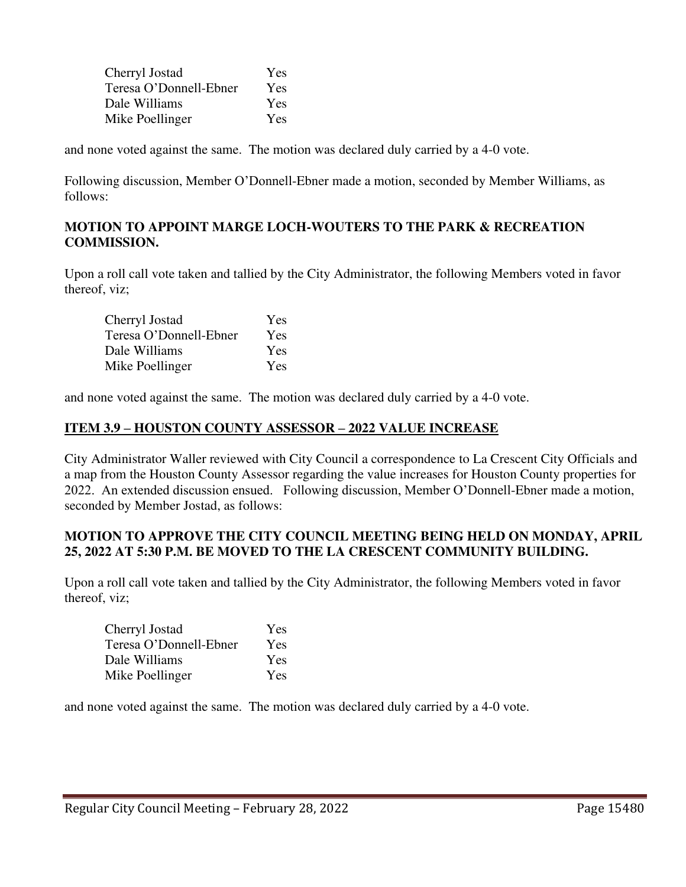| | |
|---|---|
| Cherryl Jostad | Yes |
| Teresa O'Donnell-Ebner | Yes |
| Dale Williams | Yes |
| Mike Poellinger | Yes |

and none voted against the same. The motion was declared duly carried by a 4-0 vote.

Following discussion, Member O'Donnell-Ebner made a motion, seconded by Member Williams, as follows:

**MOTION TO APPOINT MARGE LOCH-WOUTERS TO THE PARK & RECREATION COMMISSION.**

Upon a roll call vote taken and tallied by the City Administrator, the following Members voted in favor thereof, viz;

| | |
|---|---|
| Cherryl Jostad | Yes |
| Teresa O'Donnell-Ebner | Yes |
| Dale Williams | Yes |
| Mike Poellinger | Yes |

and none voted against the same. The motion was declared duly carried by a 4-0 vote.

## ITEM 3.9 – HOUSTON COUNTY ASSESSOR – 2022 VALUE INCREASE

City Administrator Waller reviewed with City Council a correspondence to La Crescent City Officials and a map from the Houston County Assessor regarding the value increases for Houston County properties for 2022. An extended discussion ensued. Following discussion, Member O'Donnell-Ebner made a motion, seconded by Member Jostad, as follows:

**MOTION TO APPROVE THE CITY COUNCIL MEETING BEING HELD ON MONDAY, APRIL 25, 2022 AT 5:30 P.M. BE MOVED TO THE LA CRESCENT COMMUNITY BUILDING.**

Upon a roll call vote taken and tallied by the City Administrator, the following Members voted in favor thereof, viz;

| | |
|---|---|
| Cherryl Jostad | Yes |
| Teresa O'Donnell-Ebner | Yes |
| Dale Williams | Yes |
| Mike Poellinger | Yes |

and none voted against the same. The motion was declared duly carried by a 4-0 vote.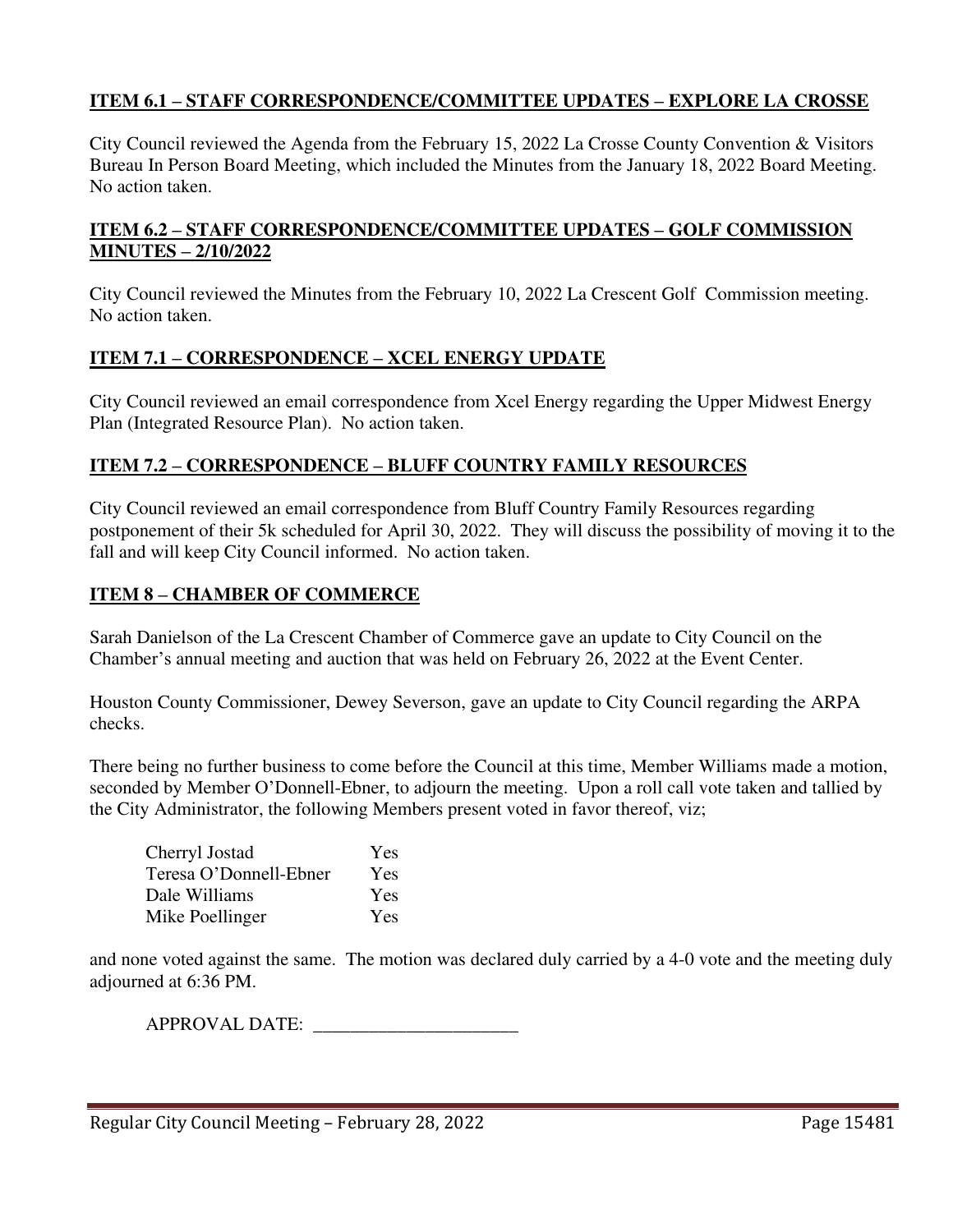**ITEM 6.1 – STAFF CORRESPONDENCE/COMMITTEE UPDATES – EXPLORE LA CROSSE**

City Council reviewed the Agenda from the February 15, 2022 La Crosse County Convention & Visitors Bureau In Person Board Meeting, which included the Minutes from the January 18, 2022 Board Meeting. No action taken.

**ITEM 6.2 – STAFF CORRESPONDENCE/COMMITTEE UPDATES – GOLF COMMISSION MINUTES – 2/10/2022**

City Council reviewed the Minutes from the February 10, 2022 La Crescent Golf Commission meeting. No action taken.

**ITEM 7.1 – CORRESPONDENCE – XCEL ENERGY UPDATE**

City Council reviewed an email correspondence from Xcel Energy regarding the Upper Midwest Energy Plan (Integrated Resource Plan). No action taken.

**ITEM 7.2 – CORRESPONDENCE – BLUFF COUNTRY FAMILY RESOURCES**

City Council reviewed an email correspondence from Bluff Country Family Resources regarding postponement of their 5k scheduled for April 30, 2022. They will discuss the possibility of moving it to the fall and will keep City Council informed. No action taken.

**ITEM 8 – CHAMBER OF COMMERCE**

Sarah Danielson of the La Crescent Chamber of Commerce gave an update to City Council on the Chamber's annual meeting and auction that was held on February 26, 2022 at the Event Center.

Houston County Commissioner, Dewey Severson, gave an update to City Council regarding the ARPA checks.

There being no further business to come before the Council at this time, Member Williams made a motion, seconded by Member O'Donnell-Ebner, to adjourn the meeting. Upon a roll call vote taken and tallied by the City Administrator, the following Members present voted in favor thereof, viz;

| | |
|---|---|
| Cherryl Jostad | Yes |
| Teresa O'Donnell-Ebner | Yes |
| Dale Williams | Yes |
| Mike Poellinger | Yes |

and none voted against the same. The motion was declared duly carried by a 4-0 vote and the meeting duly adjourned at 6:36 PM.

APPROVAL DATE: ______________________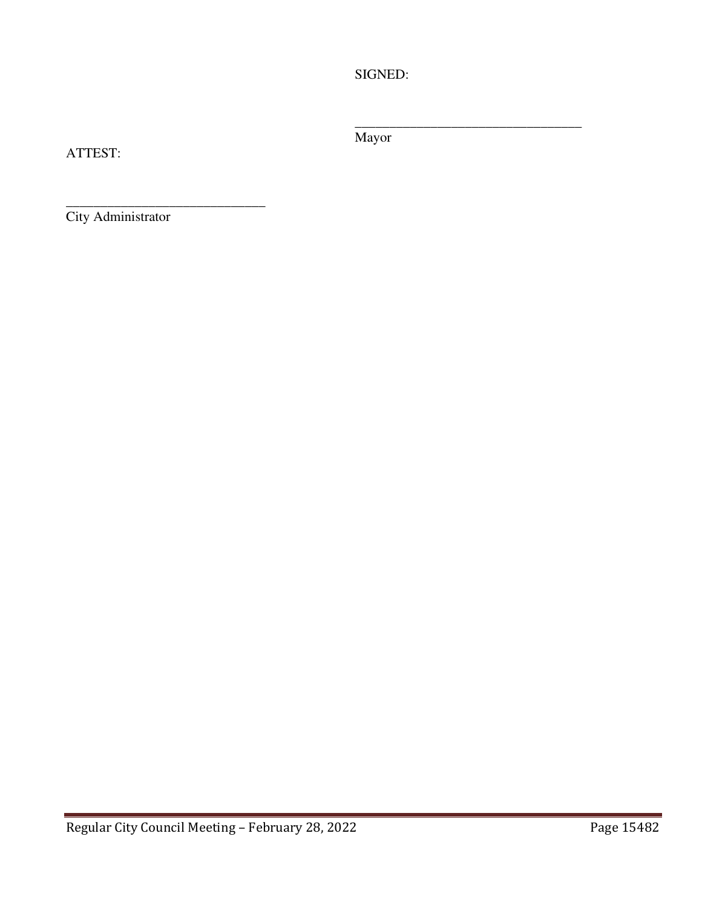SIGNED:

\_\_\_\_\_\_\_\_\_\_\_\_\_\_\_\_\_\_\_\_\_\_\_\_\_\_\_\_\_\_\_\_\_\_
Mayor

ATTEST:

\_\_\_\_\_\_\_\_\_\_\_\_\_\_\_\_\_\_\_\_\_\_\_\_\_\_\_\_\_\_
City Administrator